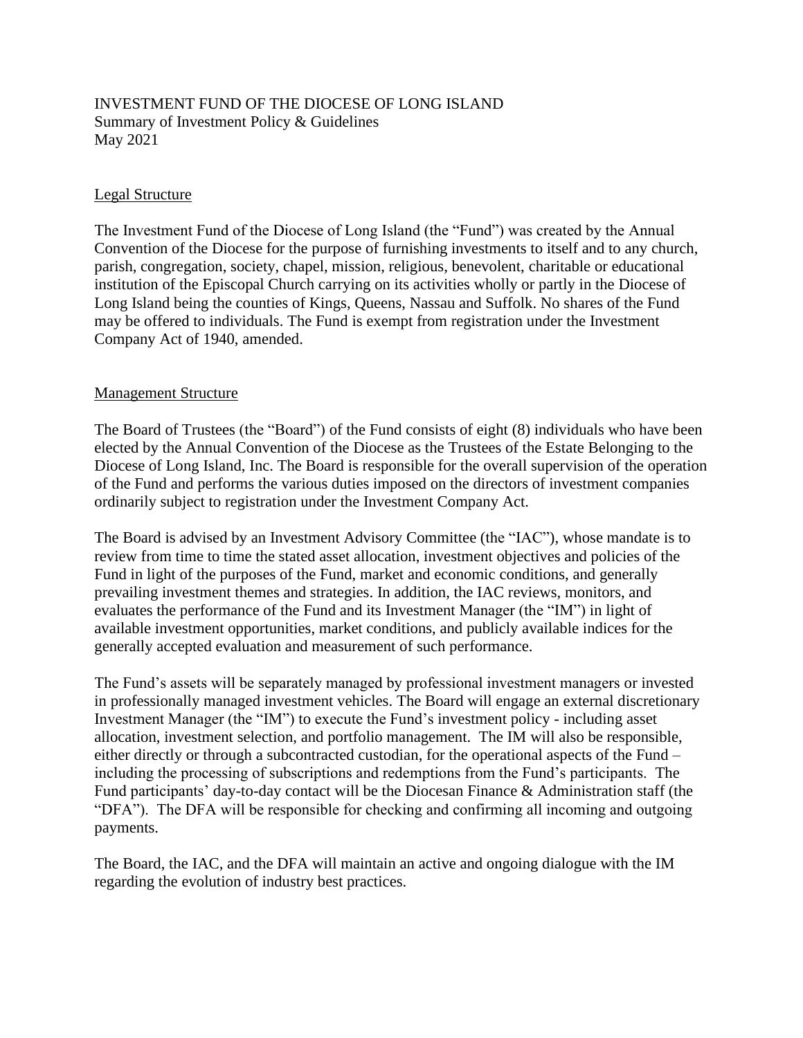# INVESTMENT FUND OF THE DIOCESE OF LONG ISLAND

Summary of Investment Policy & Guidelines
May 2021

## Legal Structure

The Investment Fund of the Diocese of Long Island (the "Fund") was created by the Annual Convention of the Diocese for the purpose of furnishing investments to itself and to any church, parish, congregation, society, chapel, mission, religious, benevolent, charitable or educational institution of the Episcopal Church carrying on its activities wholly or partly in the Diocese of Long Island being the counties of Kings, Queens, Nassau and Suffolk. No shares of the Fund may be offered to individuals. The Fund is exempt from registration under the Investment Company Act of 1940, amended.

## Management Structure

The Board of Trustees (the "Board") of the Fund consists of eight (8) individuals who have been elected by the Annual Convention of the Diocese as the Trustees of the Estate Belonging to the Diocese of Long Island, Inc. The Board is responsible for the overall supervision of the operation of the Fund and performs the various duties imposed on the directors of investment companies ordinarily subject to registration under the Investment Company Act.

The Board is advised by an Investment Advisory Committee (the "IAC"), whose mandate is to review from time to time the stated asset allocation, investment objectives and policies of the Fund in light of the purposes of the Fund, market and economic conditions, and generally prevailing investment themes and strategies. In addition, the IAC reviews, monitors, and evaluates the performance of the Fund and its Investment Manager (the "IM") in light of available investment opportunities, market conditions, and publicly available indices for the generally accepted evaluation and measurement of such performance.

The Fund's assets will be separately managed by professional investment managers or invested in professionally managed investment vehicles. The Board will engage an external discretionary Investment Manager (the "IM") to execute the Fund's investment policy - including asset allocation, investment selection, and portfolio management. The IM will also be responsible, either directly or through a subcontracted custodian, for the operational aspects of the Fund – including the processing of subscriptions and redemptions from the Fund's participants. The Fund participants' day-to-day contact will be the Diocesan Finance & Administration staff (the "DFA"). The DFA will be responsible for checking and confirming all incoming and outgoing payments.

The Board, the IAC, and the DFA will maintain an active and ongoing dialogue with the IM regarding the evolution of industry best practices.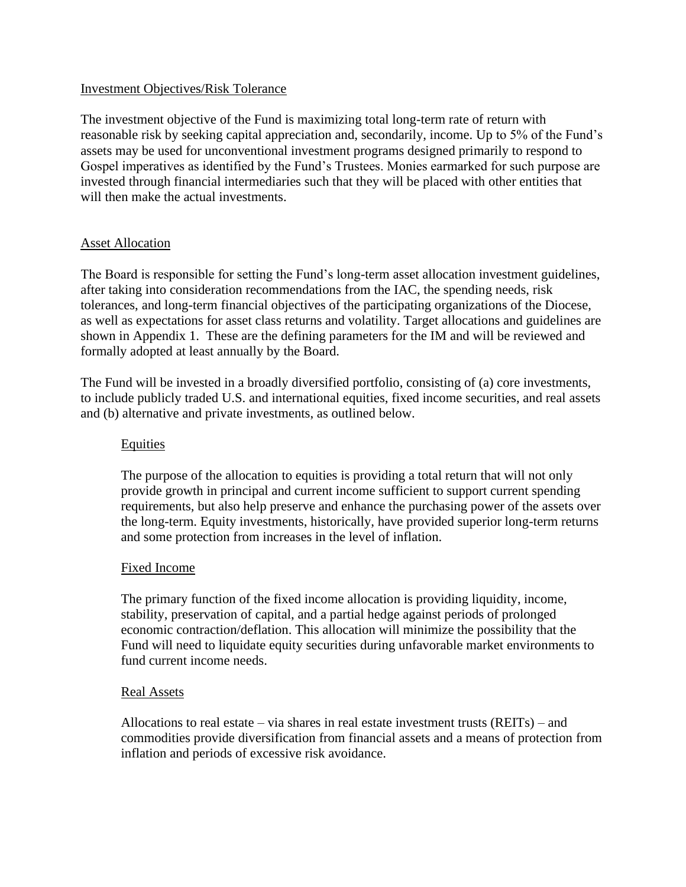## Investment Objectives/Risk Tolerance

The investment objective of the Fund is maximizing total long-term rate of return with reasonable risk by seeking capital appreciation and, secondarily, income. Up to 5% of the Fund's assets may be used for unconventional investment programs designed primarily to respond to Gospel imperatives as identified by the Fund's Trustees. Monies earmarked for such purpose are invested through financial intermediaries such that they will be placed with other entities that will then make the actual investments.

## Asset Allocation

The Board is responsible for setting the Fund's long-term asset allocation investment guidelines, after taking into consideration recommendations from the IAC, the spending needs, risk tolerances, and long-term financial objectives of the participating organizations of the Diocese, as well as expectations for asset class returns and volatility. Target allocations and guidelines are shown in Appendix 1. These are the defining parameters for the IM and will be reviewed and formally adopted at least annually by the Board.

The Fund will be invested in a broadly diversified portfolio, consisting of (a) core investments, to include publicly traded U.S. and international equities, fixed income securities, and real assets and (b) alternative and private investments, as outlined below.

### Equities

The purpose of the allocation to equities is providing a total return that will not only provide growth in principal and current income sufficient to support current spending requirements, but also help preserve and enhance the purchasing power of the assets over the long-term. Equity investments, historically, have provided superior long-term returns and some protection from increases in the level of inflation.

### Fixed Income

The primary function of the fixed income allocation is providing liquidity, income, stability, preservation of capital, and a partial hedge against periods of prolonged economic contraction/deflation. This allocation will minimize the possibility that the Fund will need to liquidate equity securities during unfavorable market environments to fund current income needs.

### Real Assets

Allocations to real estate – via shares in real estate investment trusts (REITs) – and commodities provide diversification from financial assets and a means of protection from inflation and periods of excessive risk avoidance.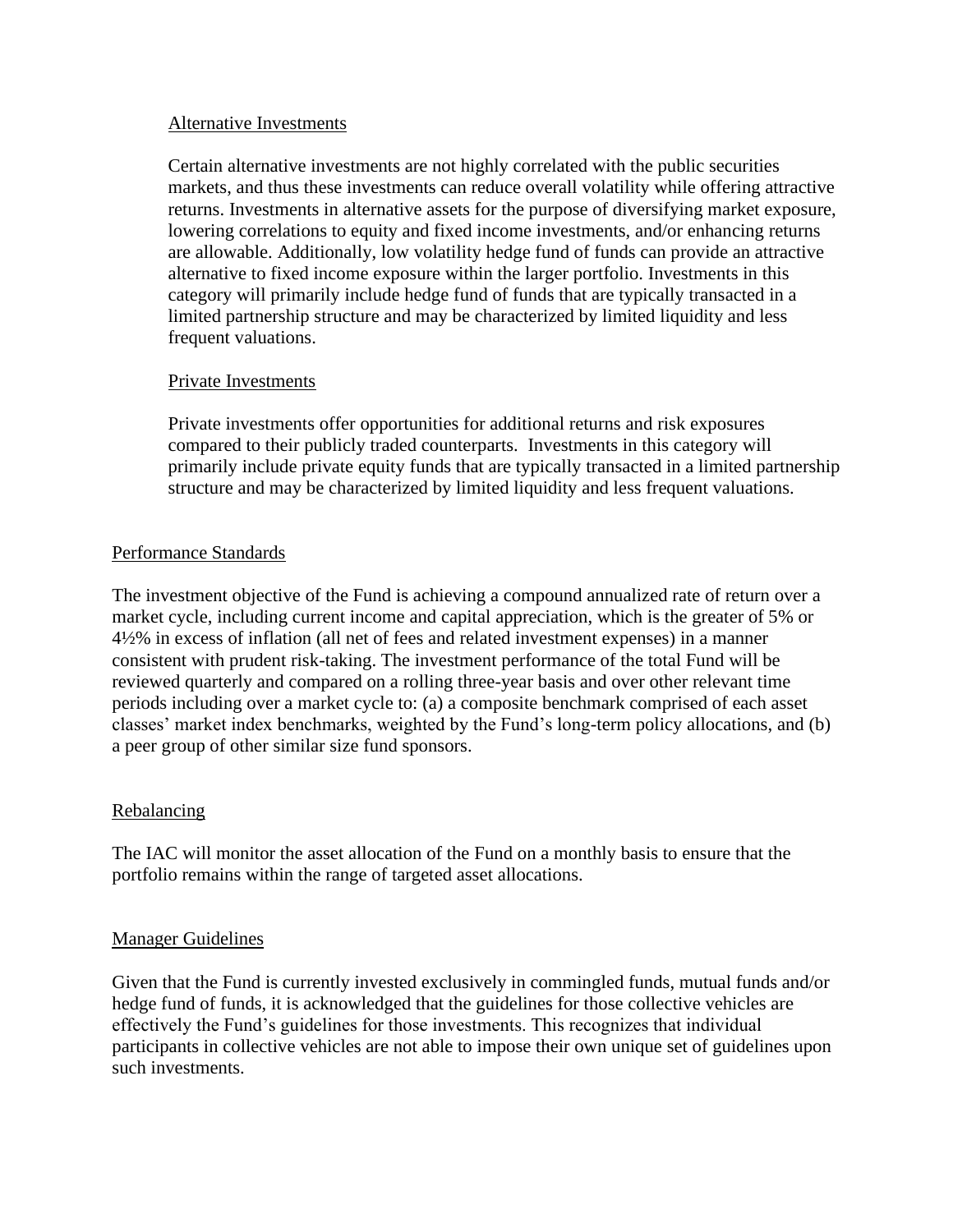### Alternative Investments

Certain alternative investments are not highly correlated with the public securities markets, and thus these investments can reduce overall volatility while offering attractive returns. Investments in alternative assets for the purpose of diversifying market exposure, lowering correlations to equity and fixed income investments, and/or enhancing returns are allowable. Additionally, low volatility hedge fund of funds can provide an attractive alternative to fixed income exposure within the larger portfolio. Investments in this category will primarily include hedge fund of funds that are typically transacted in a limited partnership structure and may be characterized by limited liquidity and less frequent valuations.

### Private Investments

Private investments offer opportunities for additional returns and risk exposures compared to their publicly traded counterparts. Investments in this category will primarily include private equity funds that are typically transacted in a limited partnership structure and may be characterized by limited liquidity and less frequent valuations.

## Performance Standards

The investment objective of the Fund is achieving a compound annualized rate of return over a market cycle, including current income and capital appreciation, which is the greater of 5% or 4½% in excess of inflation (all net of fees and related investment expenses) in a manner consistent with prudent risk-taking. The investment performance of the total Fund will be reviewed quarterly and compared on a rolling three-year basis and over other relevant time periods including over a market cycle to: (a) a composite benchmark comprised of each asset classes' market index benchmarks, weighted by the Fund's long-term policy allocations, and (b) a peer group of other similar size fund sponsors.

## Rebalancing

The IAC will monitor the asset allocation of the Fund on a monthly basis to ensure that the portfolio remains within the range of targeted asset allocations.

## Manager Guidelines

Given that the Fund is currently invested exclusively in commingled funds, mutual funds and/or hedge fund of funds, it is acknowledged that the guidelines for those collective vehicles are effectively the Fund's guidelines for those investments. This recognizes that individual participants in collective vehicles are not able to impose their own unique set of guidelines upon such investments.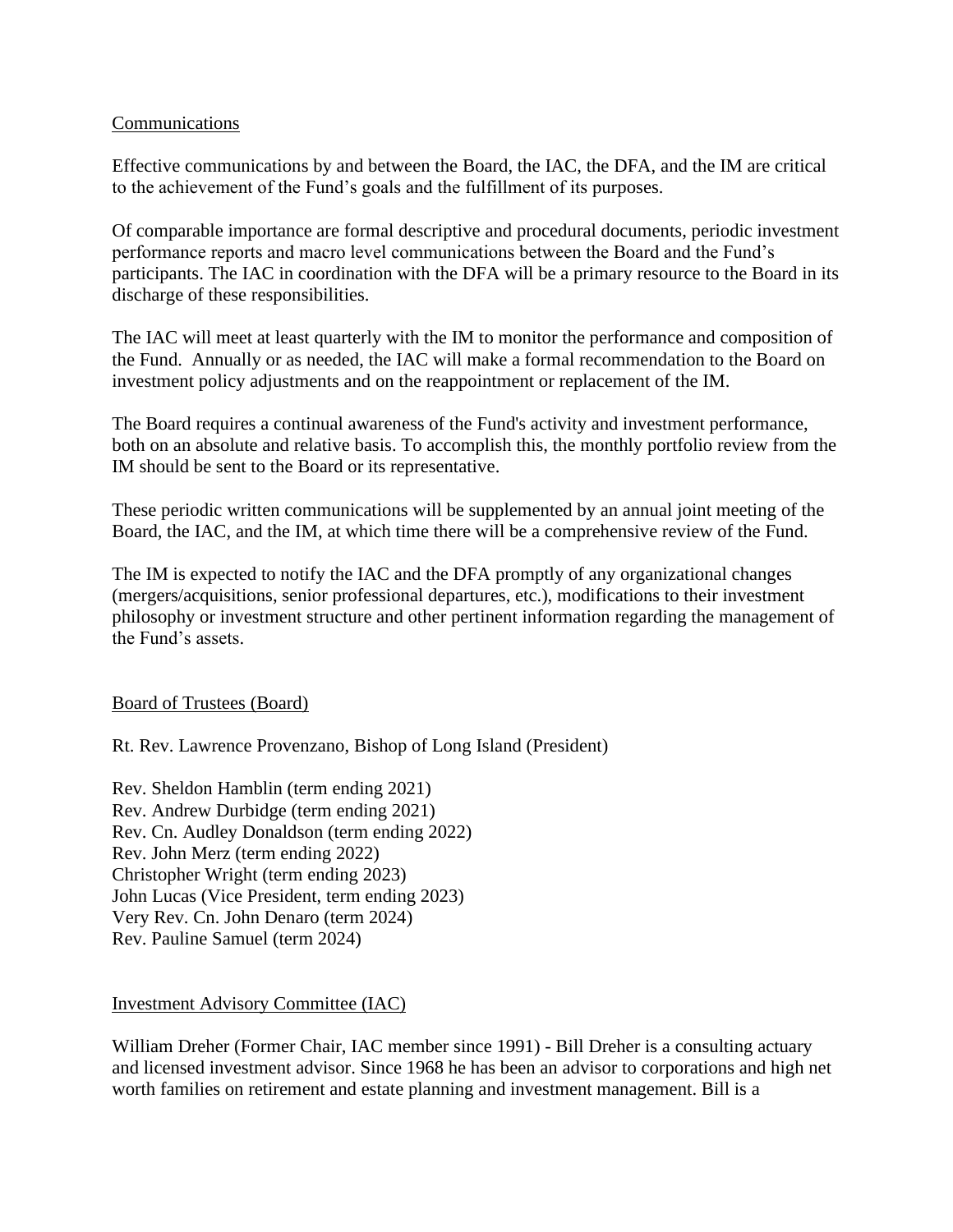## Communications

Effective communications by and between the Board, the IAC, the DFA, and the IM are critical to the achievement of the Fund's goals and the fulfillment of its purposes.

Of comparable importance are formal descriptive and procedural documents, periodic investment performance reports and macro level communications between the Board and the Fund's participants. The IAC in coordination with the DFA will be a primary resource to the Board in its discharge of these responsibilities.

The IAC will meet at least quarterly with the IM to monitor the performance and composition of the Fund. Annually or as needed, the IAC will make a formal recommendation to the Board on investment policy adjustments and on the reappointment or replacement of the IM.

The Board requires a continual awareness of the Fund's activity and investment performance, both on an absolute and relative basis. To accomplish this, the monthly portfolio review from the IM should be sent to the Board or its representative.

These periodic written communications will be supplemented by an annual joint meeting of the Board, the IAC, and the IM, at which time there will be a comprehensive review of the Fund.

The IM is expected to notify the IAC and the DFA promptly of any organizational changes (mergers/acquisitions, senior professional departures, etc.), modifications to their investment philosophy or investment structure and other pertinent information regarding the management of the Fund's assets.

## Board of Trustees (Board)

Rt. Rev. Lawrence Provenzano, Bishop of Long Island (President)

Rev. Sheldon Hamblin (term ending 2021)
Rev. Andrew Durbidge (term ending 2021)
Rev. Cn. Audley Donaldson (term ending 2022)
Rev. John Merz (term ending 2022)
Christopher Wright (term ending 2023)
John Lucas (Vice President, term ending 2023)
Very Rev. Cn. John Denaro (term 2024)
Rev. Pauline Samuel (term 2024)

## Investment Advisory Committee (IAC)

William Dreher (Former Chair, IAC member since 1991) - Bill Dreher is a consulting actuary and licensed investment advisor. Since 1968 he has been an advisor to corporations and high net worth families on retirement and estate planning and investment management. Bill is a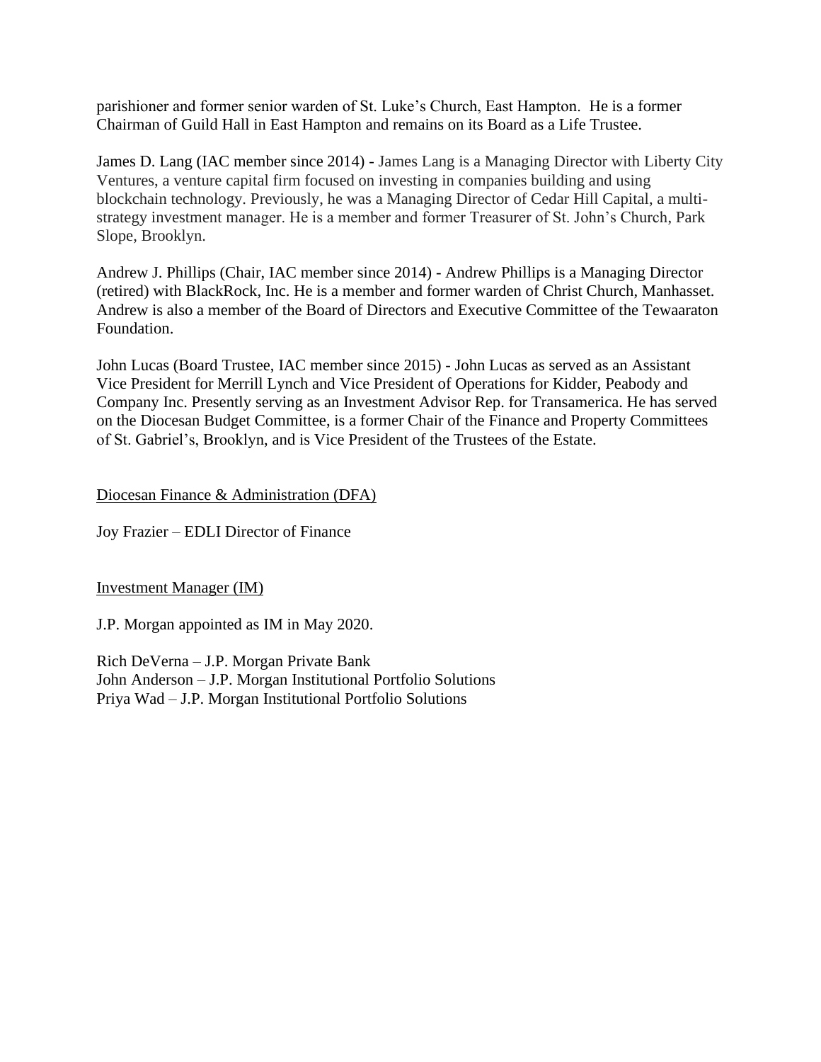parishioner and former senior warden of St. Luke's Church, East Hampton. He is a former Chairman of Guild Hall in East Hampton and remains on its Board as a Life Trustee.

James D. Lang (IAC member since 2014) - James Lang is a Managing Director with Liberty City Ventures, a venture capital firm focused on investing in companies building and using blockchain technology. Previously, he was a Managing Director of Cedar Hill Capital, a multi-strategy investment manager. He is a member and former Treasurer of St. John's Church, Park Slope, Brooklyn.

Andrew J. Phillips (Chair, IAC member since 2014) - Andrew Phillips is a Managing Director (retired) with BlackRock, Inc. He is a member and former warden of Christ Church, Manhasset. Andrew is also a member of the Board of Directors and Executive Committee of the Tewaaraton Foundation.

John Lucas (Board Trustee, IAC member since 2015) - John Lucas as served as an Assistant Vice President for Merrill Lynch and Vice President of Operations for Kidder, Peabody and Company Inc. Presently serving as an Investment Advisor Rep. for Transamerica. He has served on the Diocesan Budget Committee, is a former Chair of the Finance and Property Committees of St. Gabriel's, Brooklyn, and is Vice President of the Trustees of the Estate.

<u>Diocesan Finance & Administration (DFA)</u>

Joy Frazier – EDLI Director of Finance

<u>Investment Manager (IM)</u>

J.P. Morgan appointed as IM in May 2020.

Rich DeVerna – J.P. Morgan Private Bank
John Anderson – J.P. Morgan Institutional Portfolio Solutions
Priya Wad – J.P. Morgan Institutional Portfolio Solutions